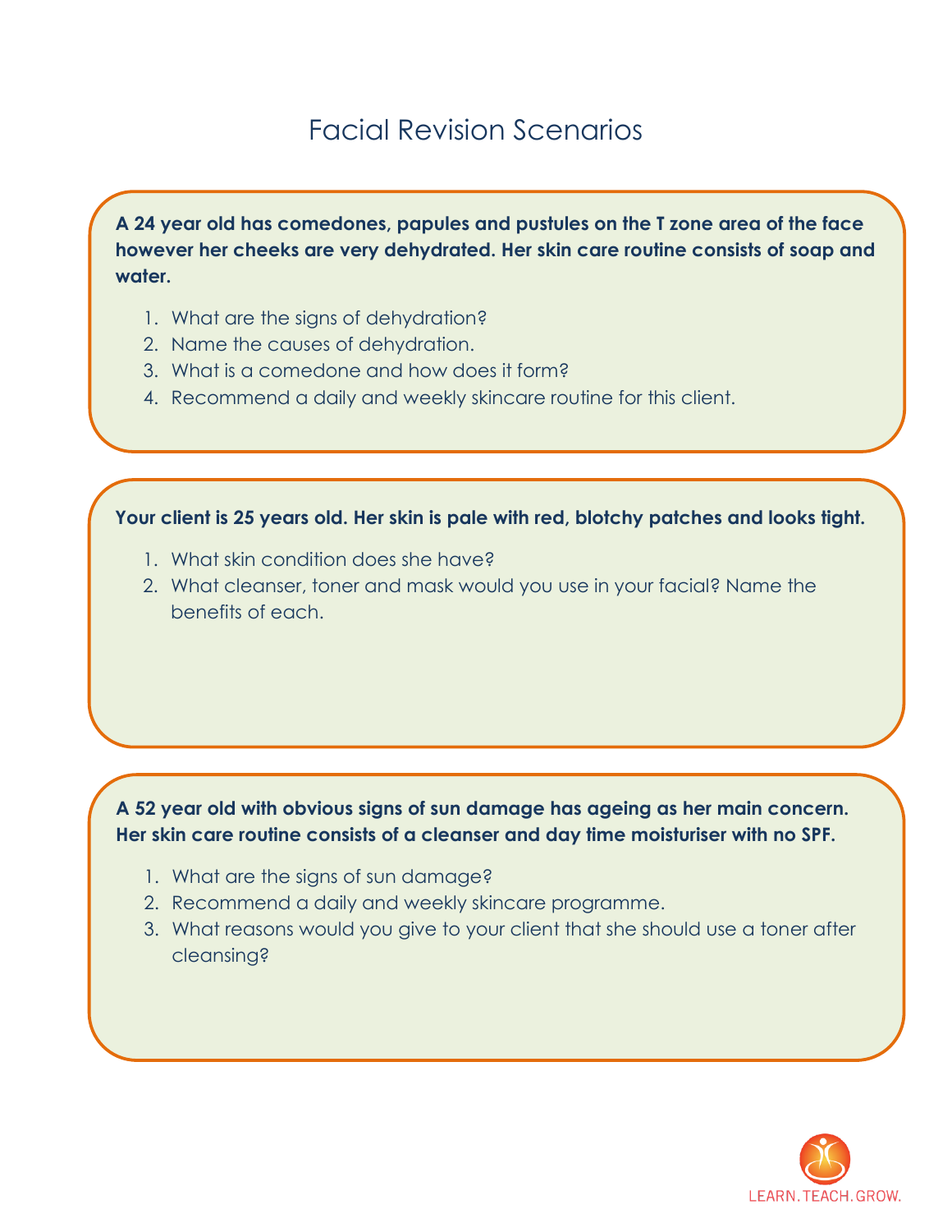# Facial Revision Scenarios

**A 24 year old has comedones, papules and pustules on the T zone area of the face however her cheeks are very dehydrated. Her skin care routine consists of soap and water.**

1. What are the signs of dehydration?
2. Name the causes of dehydration.
3. What is a comedone and how does it form?
4. Recommend a daily and weekly skincare routine for this client.

**Your client is 25 years old. Her skin is pale with red, blotchy patches and looks tight.**

1. What skin condition does she have?
2. What cleanser, toner and mask would you use in your facial? Name the benefits of each.

**A 52 year old with obvious signs of sun damage has ageing as her main concern. Her skin care routine consists of a cleanser and day time moisturiser with no SPF.**

1. What are the signs of sun damage?
2. Recommend a daily and weekly skincare programme.
3. What reasons would you give to your client that she should use a toner after cleansing?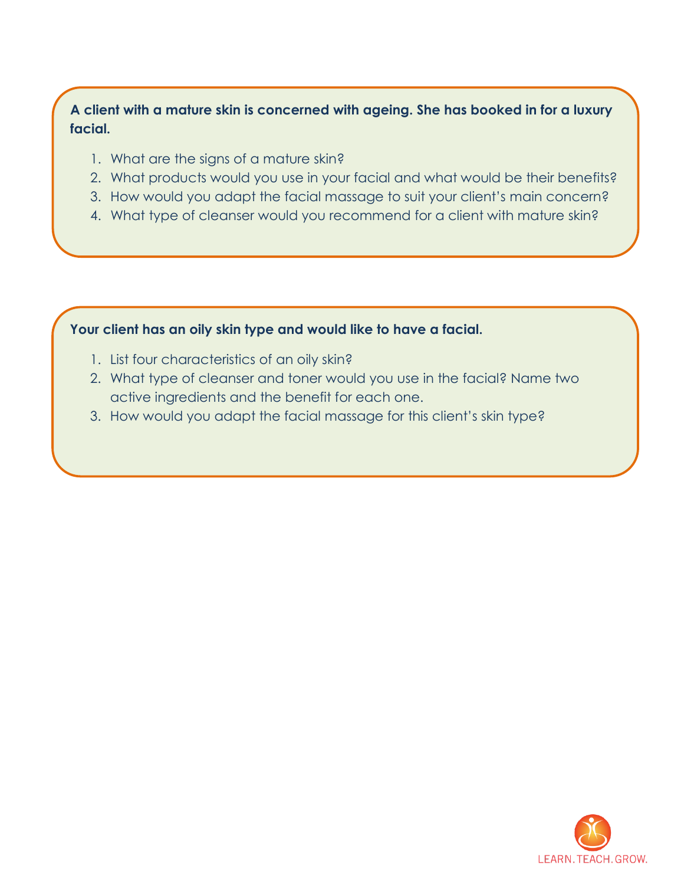**A client with a mature skin is concerned with ageing. She has booked in for a luxury facial.**

1. What are the signs of a mature skin?
2. What products would you use in your facial and what would be their benefits?
3. How would you adapt the facial massage to suit your client's main concern?
4. What type of cleanser would you recommend for a client with mature skin?

**Your client has an oily skin type and would like to have a facial.**

1. List four characteristics of an oily skin?
2. What type of cleanser and toner would you use in the facial? Name two active ingredients and the benefit for each one.
3. How would you adapt the facial massage for this client's skin type?

LEARN. TEACH. GROW.